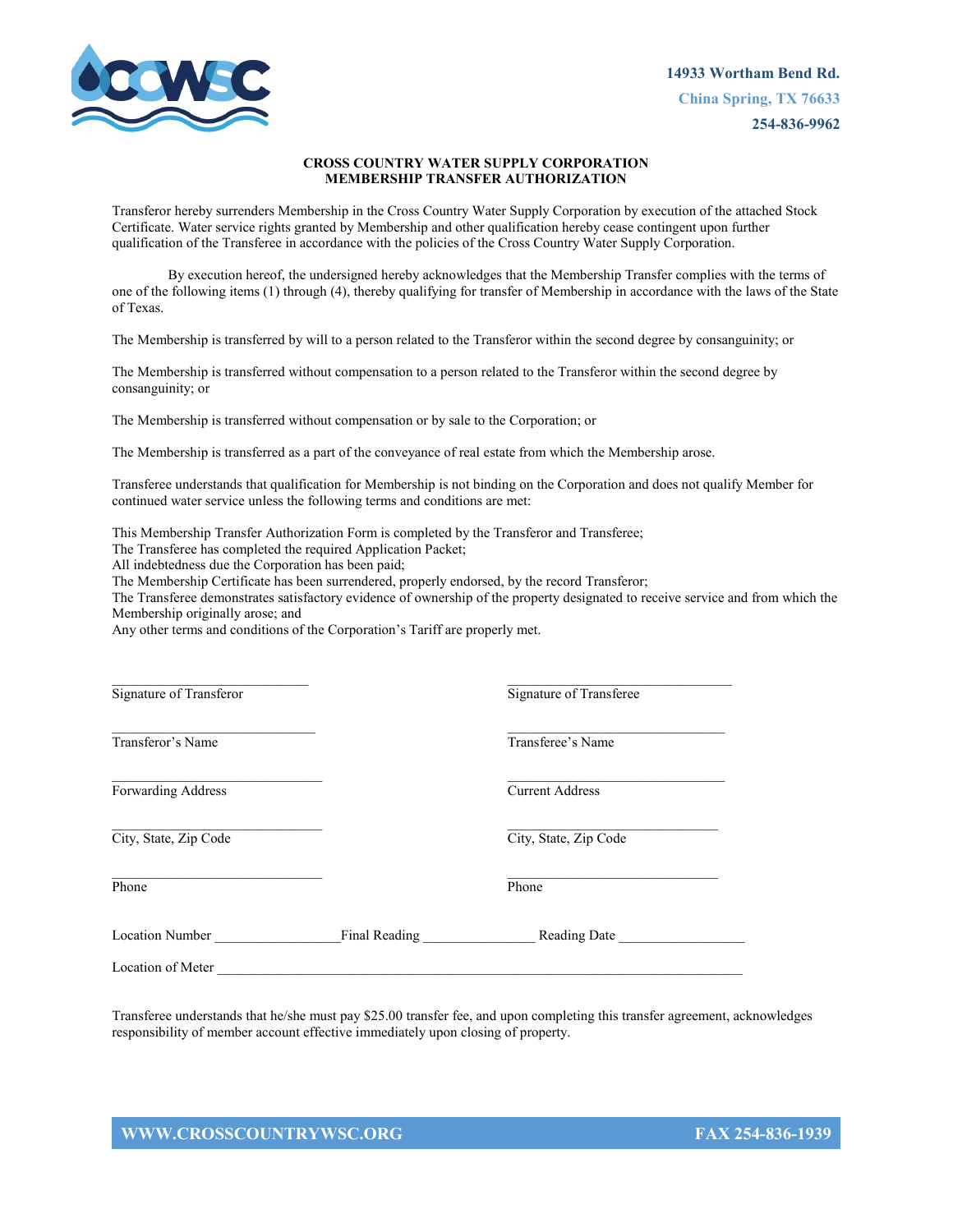14933 Wortham Bend Rd.
China Spring, TX 76633
254-836-9962

## CROSS COUNTRY WATER SUPPLY CORPORATION
## MEMBERSHIP TRANSFER AUTHORIZATION

Transferor hereby surrenders Membership in the Cross Country Water Supply Corporation by execution of the attached Stock Certificate. Water service rights granted by Membership and other qualification hereby cease contingent upon further qualification of the Transferee in accordance with the policies of the Cross Country Water Supply Corporation.

By execution hereof, the undersigned hereby acknowledges that the Membership Transfer complies with the terms of one of the following items (1) through (4), thereby qualifying for transfer of Membership in accordance with the laws of the State of Texas.

The Membership is transferred by will to a person related to the Transferor within the second degree by consanguinity; or

The Membership is transferred without compensation to a person related to the Transferor within the second degree by consanguinity; or

The Membership is transferred without compensation or by sale to the Corporation; or

The Membership is transferred as a part of the conveyance of real estate from which the Membership arose.

Transferee understands that qualification for Membership is not binding on the Corporation and does not qualify Member for continued water service unless the following terms and conditions are met:

This Membership Transfer Authorization Form is completed by the Transferor and Transferee;
The Transferee has completed the required Application Packet;
All indebtedness due the Corporation has been paid;
The Membership Certificate has been surrendered, properly endorsed, by the record Transferor;
The Transferee demonstrates satisfactory evidence of ownership of the property designated to receive service and from which the Membership originally arose; and
Any other terms and conditions of the Corporation's Tariff are properly met.

| | |
|---|---|
| ____________________________ Signature of Transferor | ________________________________ Signature of Transferee |
| _____________________________ Transferor's Name | _______________________________ Transferee's Name |
| ______________________________ Forwarding Address | _______________________________ Current Address |
| ______________________________ City, State, Zip Code | ______________________________ City, State, Zip Code |
| ______________________________ Phone | ______________________________ Phone |

Location Number __________________ Final Reading ________________ Reading Date __________________

Location of Meter ___________________________________________________________________________

Transferee understands that he/she must pay $25.00 transfer fee, and upon completing this transfer agreement, acknowledges responsibility of member account effective immediately upon closing of property.

WWW.CROSSCOUNTRYWSC.ORG FAX 254-836-1939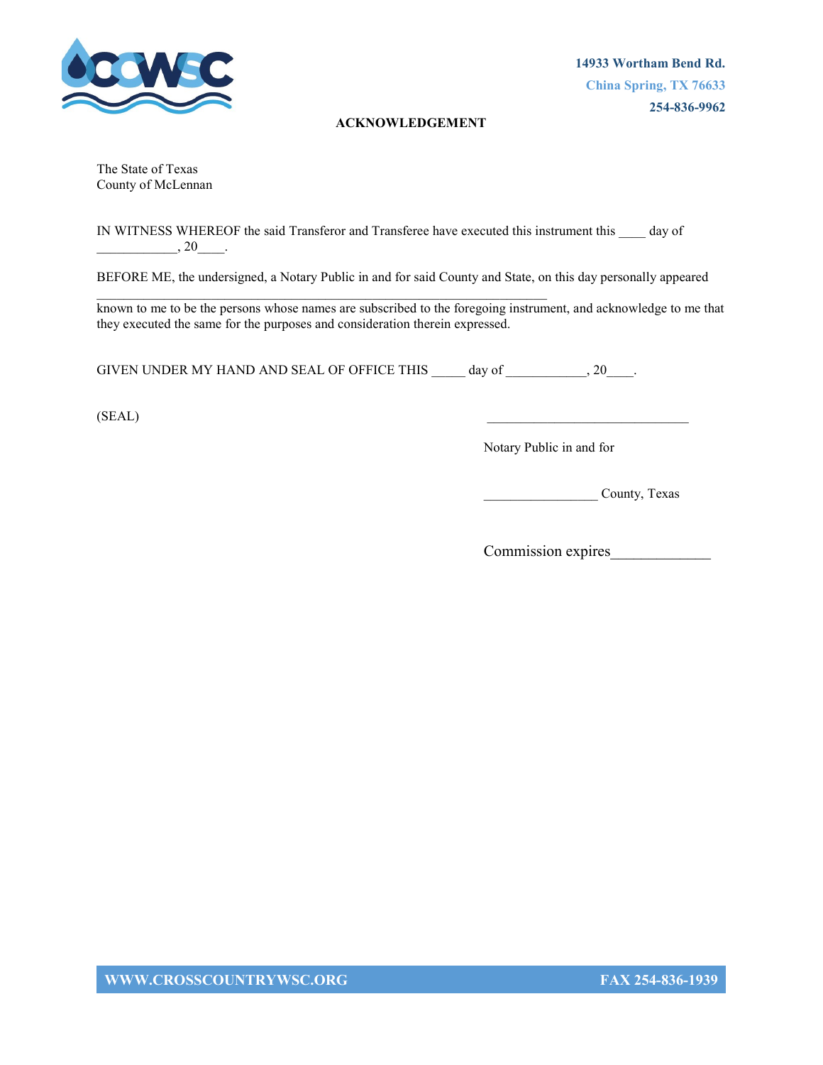14933 Wortham Bend Rd.
China Spring, TX 76633
254-836-9962

**ACKNOWLEDGEMENT**

The State of Texas
County of McLennan

IN WITNESS WHEREOF the said Transferor and Transferee have executed this instrument this ____ day of ____________, 20____.

BEFORE ME, the undersigned, a Notary Public in and for said County and State, on this day personally appeared _________________________________________________________________ known to me to be the persons whose names are subscribed to the foregoing instrument, and acknowledge to me that they executed the same for the purposes and consideration therein expressed.

GIVEN UNDER MY HAND AND SEAL OF OFFICE THIS _____ day of ____________, 20____.

(SEAL)

______________________________

Notary Public in and for

_________________ County, Texas

Commission expires_____________

WWW.CROSSCOUNTRYWSC.ORG FAX 254-836-1939